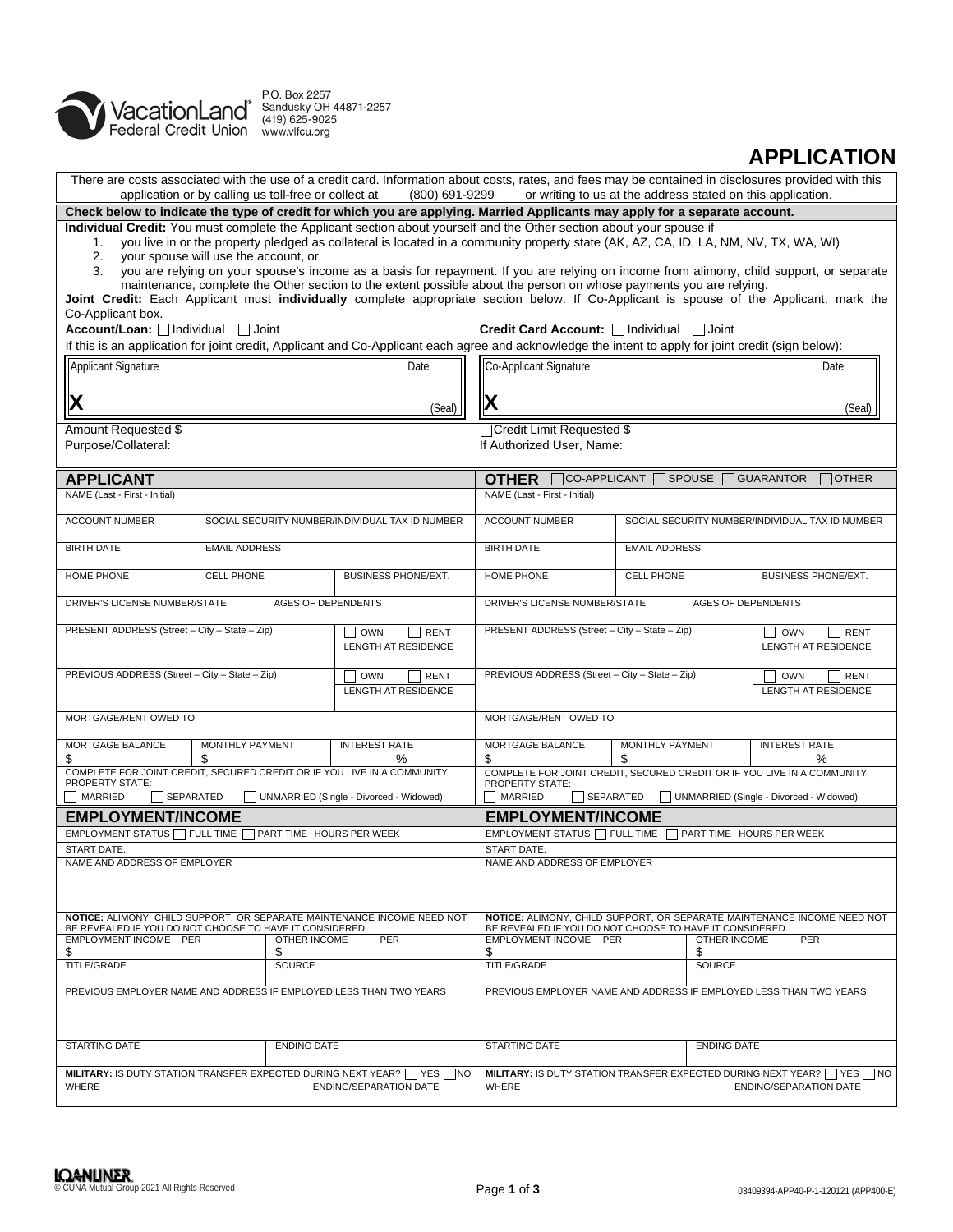VacationLand® Federal Credit Union

P.O. Box 2257
Sandusky OH 44871-2257
(419) 625-9025
www.vlfcu.org

# APPLICATION

There are costs associated with the use of a credit card. Information about costs, rates, and fees may be contained in disclosures provided with this application or by calling us toll-free or collect at (800) 691-9299 or writing to us at the address stated on this application.

**Check below to indicate the type of credit for which you are applying. Married Applicants may apply for a separate account.**

**Individual Credit:** You must complete the Applicant section about yourself and the Other section about your spouse if

1. you live in or the property pledged as collateral is located in a community property state (AK, AZ, CA, ID, LA, NM, NV, TX, WA, WI)
2. your spouse will use the account, or
3. you are relying on your spouse's income as a basis for repayment. If you are relying on income from alimony, child support, or separate maintenance, complete the Other section to the extent possible about the person on whose payments you are relying.

**Joint Credit:** Each Applicant must **individually** complete appropriate section below. If Co-Applicant is spouse of the Applicant, mark the Co-Applicant box.

**Account/Loan:** ☐ Individual ☐ Joint **Credit Card Account:** ☐ Individual ☐ Joint

If this is an application for joint credit, Applicant and Co-Applicant each agree and acknowledge the intent to apply for joint credit (sign below):

| Applicant Signature | Date | Co-Applicant Signature | Date |
|---|---|---|---|
| **X** | (Seal) | **X** | (Seal) |

Amount Requested $
Purpose/Collateral:

☐ Credit Limit Requested $
If Authorized User, Name:

## APPLICANT

| NAME (Last - First - Initial) | | |
|---|---|---|
| ACCOUNT NUMBER | SOCIAL SECURITY NUMBER/INDIVIDUAL TAX ID NUMBER | |
| BIRTH DATE | EMAIL ADDRESS | |
| HOME PHONE | CELL PHONE | BUSINESS PHONE/EXT. |
| DRIVER'S LICENSE NUMBER/STATE | AGES OF DEPENDENTS | |
| PRESENT ADDRESS (Street – City – State – Zip) | | ☐ OWN ☐ RENT LENGTH AT RESIDENCE |
| PREVIOUS ADDRESS (Street – City – State – Zip) | | ☐ OWN ☐ RENT LENGTH AT RESIDENCE |
| MORTGAGE/RENT OWED TO | | |
| MORTGAGE BALANCE $ | MONTHLY PAYMENT $ | INTEREST RATE % |

COMPLETE FOR JOINT CREDIT, SECURED CREDIT OR IF YOU LIVE IN A COMMUNITY PROPERTY STATE:
☐ MARRIED ☐ SEPARATED ☐ UNMARRIED (Single - Divorced - Widowed)

## EMPLOYMENT/INCOME

EMPLOYMENT STATUS ☐ FULL TIME ☐ PART TIME HOURS PER WEEK

START DATE:

NAME AND ADDRESS OF EMPLOYER

**NOTICE:** ALIMONY, CHILD SUPPORT, OR SEPARATE MAINTENANCE INCOME NEED NOT BE REVEALED IF YOU DO NOT CHOOSE TO HAVE IT CONSIDERED.

| EMPLOYMENT INCOME PER | OTHER INCOME PER |
|---|---|
| $ | $ |
| TITLE/GRADE | SOURCE |

PREVIOUS EMPLOYER NAME AND ADDRESS IF EMPLOYED LESS THAN TWO YEARS

| STARTING DATE | ENDING DATE |
|---|---|

**MILITARY:** IS DUTY STATION TRANSFER EXPECTED DURING NEXT YEAR? ☐ YES ☐ NO
WHERE ENDING/SEPARATION DATE

## OTHER ☐ CO-APPLICANT ☐ SPOUSE ☐ GUARANTOR ☐ OTHER

| NAME (Last - First - Initial) | | |
|---|---|---|
| ACCOUNT NUMBER | SOCIAL SECURITY NUMBER/INDIVIDUAL TAX ID NUMBER | |
| BIRTH DATE | EMAIL ADDRESS | |
| HOME PHONE | CELL PHONE | BUSINESS PHONE/EXT. |
| DRIVER'S LICENSE NUMBER/STATE | AGES OF DEPENDENTS | |
| PRESENT ADDRESS (Street – City – State – Zip) | | ☐ OWN ☐ RENT LENGTH AT RESIDENCE |
| PREVIOUS ADDRESS (Street – City – State – Zip) | | ☐ OWN ☐ RENT LENGTH AT RESIDENCE |
| MORTGAGE/RENT OWED TO | | |
| MORTGAGE BALANCE $ | MONTHLY PAYMENT $ | INTEREST RATE % |

COMPLETE FOR JOINT CREDIT, SECURED CREDIT OR IF YOU LIVE IN A COMMUNITY PROPERTY STATE:
☐ MARRIED ☐ SEPARATED ☐ UNMARRIED (Single - Divorced - Widowed)

## EMPLOYMENT/INCOME

EMPLOYMENT STATUS ☐ FULL TIME ☐ PART TIME HOURS PER WEEK

START DATE:

NAME AND ADDRESS OF EMPLOYER

**NOTICE:** ALIMONY, CHILD SUPPORT, OR SEPARATE MAINTENANCE INCOME NEED NOT BE REVEALED IF YOU DO NOT CHOOSE TO HAVE IT CONSIDERED.

| EMPLOYMENT INCOME PER | OTHER INCOME PER |
|---|---|
| $ | $ |
| TITLE/GRADE | SOURCE |

PREVIOUS EMPLOYER NAME AND ADDRESS IF EMPLOYED LESS THAN TWO YEARS

| STARTING DATE | ENDING DATE |
|---|---|

**MILITARY:** IS DUTY STATION TRANSFER EXPECTED DURING NEXT YEAR? ☐ YES ☐ NO
WHERE ENDING/SEPARATION DATE

LOANLINER®
© CUNA Mutual Group 2021 All Rights Reserved

03409394-APP40-P-1-120121 (APP400-E)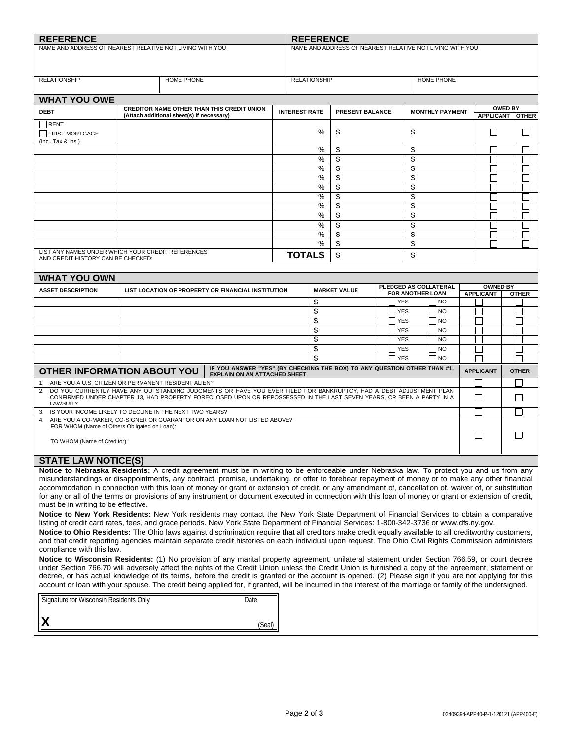| REFERENCE | | REFERENCE | |
|---|---|---|---|
| NAME AND ADDRESS OF NEAREST RELATIVE NOT LIVING WITH YOU | | NAME AND ADDRESS OF NEAREST RELATIVE NOT LIVING WITH YOU | |
| RELATIONSHIP | HOME PHONE | RELATIONSHIP | HOME PHONE |

## WHAT YOU OWE

| DEBT | CREDITOR NAME OTHER THAN THIS CREDIT UNION (Attach additional sheet(s) if necessary) | INTEREST RATE | PRESENT BALANCE | MONTHLY PAYMENT | OWED BY APPLICANT | OWED BY OTHER |
|---|---|---|---|---|---|---|
| ☐ RENT ☐ FIRST MORTGAGE (Incl. Tax & Ins.) | | % | $ | $ | ☐ | ☐ |
| | | % | $ | $ | ☐ | ☐ |
| | | % | $ | $ | ☐ | ☐ |
| | | % | $ | $ | ☐ | ☐ |
| | | % | $ | $ | ☐ | ☐ |
| | | % | $ | $ | ☐ | ☐ |
| | | % | $ | $ | ☐ | ☐ |
| | | % | $ | $ | ☐ | ☐ |
| | | % | $ | $ | ☐ | ☐ |
| | | % | $ | $ | ☐ | ☐ |
| | | % | $ | $ | ☐ | ☐ |
| | | % | $ | $ | ☐ | ☐ |
| LIST ANY NAMES UNDER WHICH YOUR CREDIT REFERENCES AND CREDIT HISTORY CAN BE CHECKED: | | **TOTALS** | $ | $ | | |

## WHAT YOU OWN

| ASSET DESCRIPTION | LIST LOCATION OF PROPERTY OR FINANCIAL INSTITUTION | MARKET VALUE | PLEDGED AS COLLATERAL FOR ANOTHER LOAN | OWNED BY APPLICANT | OWNED BY OTHER |
|---|---|---|---|---|---|
| | | $ | ☐ YES ☐ NO | ☐ | ☐ |
| | | $ | ☐ YES ☐ NO | ☐ | ☐ |
| | | $ | ☐ YES ☐ NO | ☐ | ☐ |
| | | $ | ☐ YES ☐ NO | ☐ | ☐ |
| | | $ | ☐ YES ☐ NO | ☐ | ☐ |
| | | $ | ☐ YES ☐ NO | ☐ | ☐ |
| | | $ | ☐ YES ☐ NO | ☐ | ☐ |

## OTHER INFORMATION ABOUT YOU

| IF YOU ANSWER "YES" (BY CHECKING THE BOX) TO ANY QUESTION OTHER THAN #1, EXPLAIN ON AN ATTACHED SHEET | APPLICANT | OTHER |
|---|---|---|
| 1. ARE YOU A U.S. CITIZEN OR PERMANENT RESIDENT ALIEN? | ☐ | ☐ |
| 2. DO YOU CURRENTLY HAVE ANY OUTSTANDING JUDGMENTS OR HAVE YOU EVER FILED FOR BANKRUPTCY, HAD A DEBT ADJUSTMENT PLAN CONFIRMED UNDER CHAPTER 13, HAD PROPERTY FORECLOSED UPON OR REPOSSESSED IN THE LAST SEVEN YEARS, OR BEEN A PARTY IN A LAWSUIT? | ☐ | ☐ |
| 3. IS YOUR INCOME LIKELY TO DECLINE IN THE NEXT TWO YEARS? | ☐ | ☐ |
| 4. ARE YOU A CO-MAKER, CO-SIGNER OR GUARANTOR ON ANY LOAN NOT LISTED ABOVE? FOR WHOM (Name of Others Obligated on Loan): TO WHOM (Name of Creditor): | ☐ | ☐ |

## STATE LAW NOTICE(S)

**Notice to Nebraska Residents:** A credit agreement must be in writing to be enforceable under Nebraska law. To protect you and us from any misunderstandings or disappointments, any contract, promise, undertaking, or offer to forebear repayment of money or to make any other financial accommodation in connection with this loan of money or grant or extension of credit, or any amendment of, cancellation of, waiver of, or substitution for any or all of the terms or provisions of any instrument or document executed in connection with this loan of money or grant or extension of credit, must be in writing to be effective.

**Notice to New York Residents:** New York residents may contact the New York State Department of Financial Services to obtain a comparative listing of credit card rates, fees, and grace periods. New York State Department of Financial Services: 1-800-342-3736 or www.dfs.ny.gov.

**Notice to Ohio Residents:** The Ohio laws against discrimination require that all creditors make credit equally available to all creditworthy customers, and that credit reporting agencies maintain separate credit histories on each individual upon request. The Ohio Civil Rights Commission administers compliance with this law.

**Notice to Wisconsin Residents:** (1) No provision of any marital property agreement, unilateral statement under Section 766.59, or court decree under Section 766.70 will adversely affect the rights of the Credit Union unless the Credit Union is furnished a copy of the agreement, statement or decree, or has actual knowledge of its terms, before the credit is granted or the account is opened. (2) Please sign if you are not applying for this account or loan with your spouse. The credit being applied for, if granted, will be incurred in the interest of the marriage or family of the undersigned.

| Signature for Wisconsin Residents Only | Date |
|---|---|
| **X** | (Seal) |

03409394-APP40-P-1-120121 (APP400-E)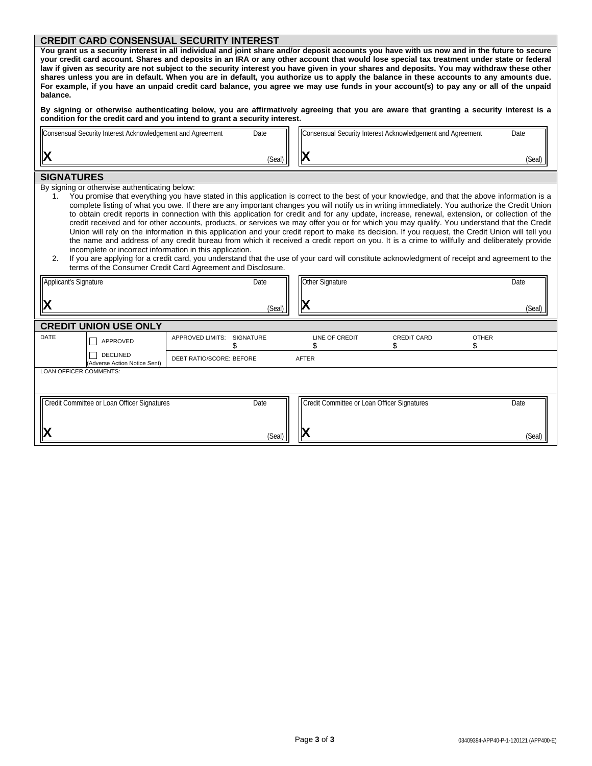## CREDIT CARD CONSENSUAL SECURITY INTEREST

**You grant us a security interest in all individual and joint share and/or deposit accounts you have with us now and in the future to secure your credit card account. Shares and deposits in an IRA or any other account that would lose special tax treatment under state or federal law if given as security are not subject to the security interest you have given in your shares and deposits. You may withdraw these other shares unless you are in default. When you are in default, you authorize us to apply the balance in these accounts to any amounts due. For example, if you have an unpaid credit card balance, you agree we may use funds in your account(s) to pay any or all of the unpaid balance.**

**By signing or otherwise authenticating below, you are affirmatively agreeing that you are aware that granting a security interest is a condition for the credit card and you intend to grant a security interest.**

| Consensual Security Interest Acknowledgement and Agreement | Date | Consensual Security Interest Acknowledgement and Agreement | Date |
|---|---|---|---|
| X | (Seal) | X | (Seal) |

## SIGNATURES

By signing or otherwise authenticating below:

1. You promise that everything you have stated in this application is correct to the best of your knowledge, and that the above information is a complete listing of what you owe. If there are any important changes you will notify us in writing immediately. You authorize the Credit Union to obtain credit reports in connection with this application for credit and for any update, increase, renewal, extension, or collection of the credit received and for other accounts, products, or services we may offer you or for which you may qualify. You understand that the Credit Union will rely on the information in this application and your credit report to make its decision. If you request, the Credit Union will tell you the name and address of any credit bureau from which it received a credit report on you. It is a crime to willfully and deliberately provide incomplete or incorrect information in this application.
2. If you are applying for a credit card, you understand that the use of your card will constitute acknowledgment of receipt and agreement to the terms of the Consumer Credit Card Agreement and Disclosure.

| Applicant's Signature | Date | Other Signature | Date |
|---|---|---|---|
| X | (Seal) | X | (Seal) |

## CREDIT UNION USE ONLY

| DATE | ☐ APPROVED | APPROVED LIMITS: SIGNATURE $ | LINE OF CREDIT $ | CREDIT CARD $ | OTHER $ |
|---|---|---|---|---|---|
| | ☐ DECLINED (Adverse Action Notice Sent) | DEBT RATIO/SCORE: BEFORE | AFTER | | |

LOAN OFFICER COMMENTS:

| Credit Committee or Loan Officer Signatures | Date | Credit Committee or Loan Officer Signatures | Date |
|---|---|---|---|
| X | (Seal) | X | (Seal) |

03409394-APP40-P-1-120121 (APP400-E)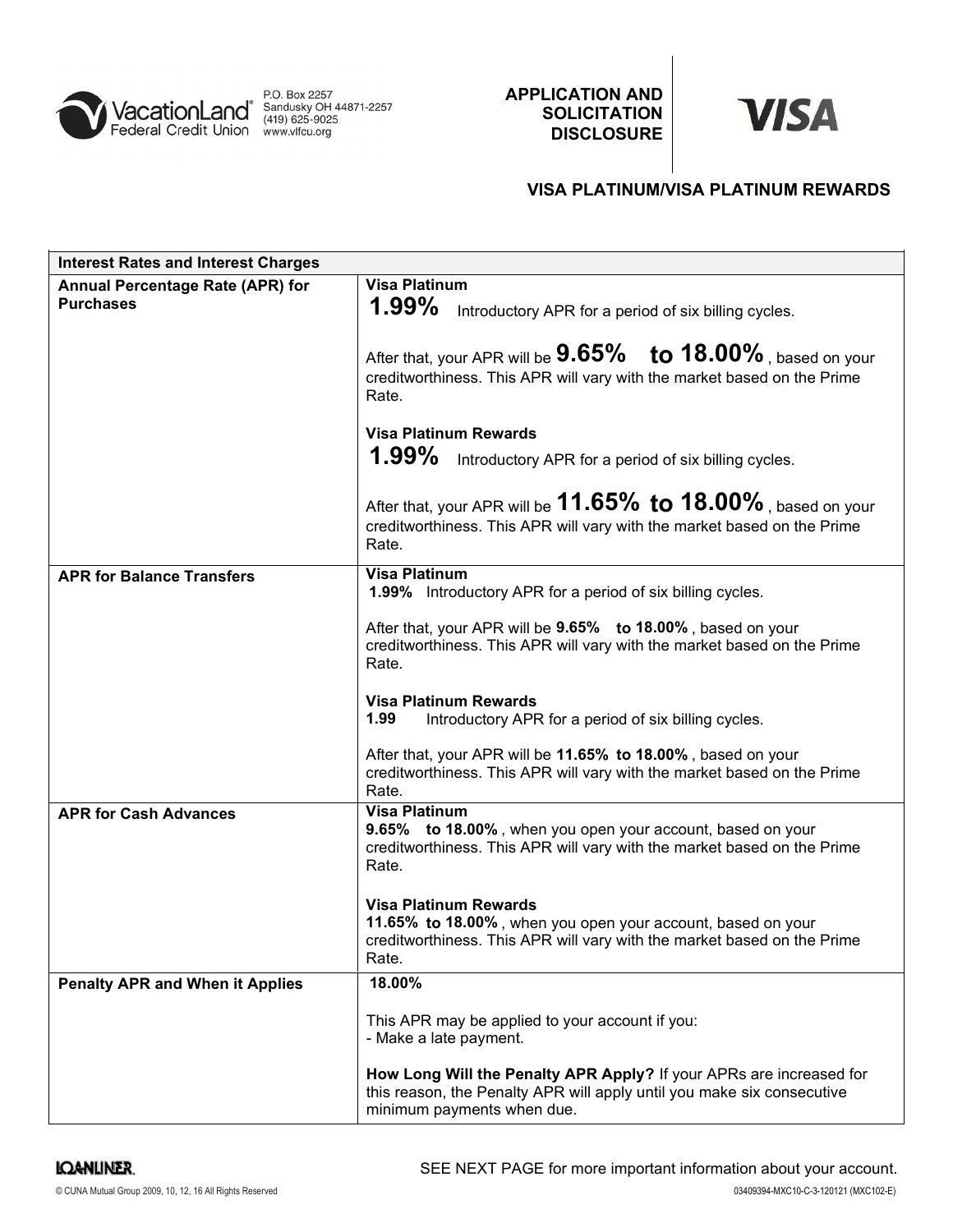VacationLand® Federal Credit Union
P.O. Box 2257
Sandusky OH 44871-2257
(419) 625-9025
www.vlfcu.org

**APPLICATION AND SOLICITATION DISCLOSURE**

**VISA**

## VISA PLATINUM/VISA PLATINUM REWARDS

| **Interest Rates and Interest Charges** | |
|---|---|
| **Annual Percentage Rate (APR) for Purchases** | **Visa Platinum**<br>**1.99%** Introductory APR for a period of six billing cycles.<br><br>After that, your APR will be **9.65% to 18.00%**, based on your creditworthiness. This APR will vary with the market based on the Prime Rate.<br><br>**Visa Platinum Rewards**<br>**1.99%** Introductory APR for a period of six billing cycles.<br><br>After that, your APR will be **11.65% to 18.00%**, based on your creditworthiness. This APR will vary with the market based on the Prime Rate. |
| **APR for Balance Transfers** | **Visa Platinum**<br>**1.99%** Introductory APR for a period of six billing cycles.<br><br>After that, your APR will be **9.65% to 18.00%**, based on your creditworthiness. This APR will vary with the market based on the Prime Rate.<br><br>**Visa Platinum Rewards**<br>**1.99** Introductory APR for a period of six billing cycles.<br><br>After that, your APR will be **11.65% to 18.00%**, based on your creditworthiness. This APR will vary with the market based on the Prime Rate. |
| **APR for Cash Advances** | **Visa Platinum**<br>**9.65% to 18.00%**, when you open your account, based on your creditworthiness. This APR will vary with the market based on the Prime Rate.<br><br>**Visa Platinum Rewards**<br>**11.65% to 18.00%**, when you open your account, based on your creditworthiness. This APR will vary with the market based on the Prime Rate. |
| **Penalty APR and When it Applies** | **18.00%**<br><br>This APR may be applied to your account if you:<br>- Make a late payment.<br><br>**How Long Will the Penalty APR Apply?** If your APRs are increased for this reason, the Penalty APR will apply until you make six consecutive minimum payments when due. |

LOANLINER.

SEE NEXT PAGE for more important information about your account.

© CUNA Mutual Group 2009, 10, 12, 16 All Rights Reserved

03409394-MXC10-C-3-120121 (MXC102-E)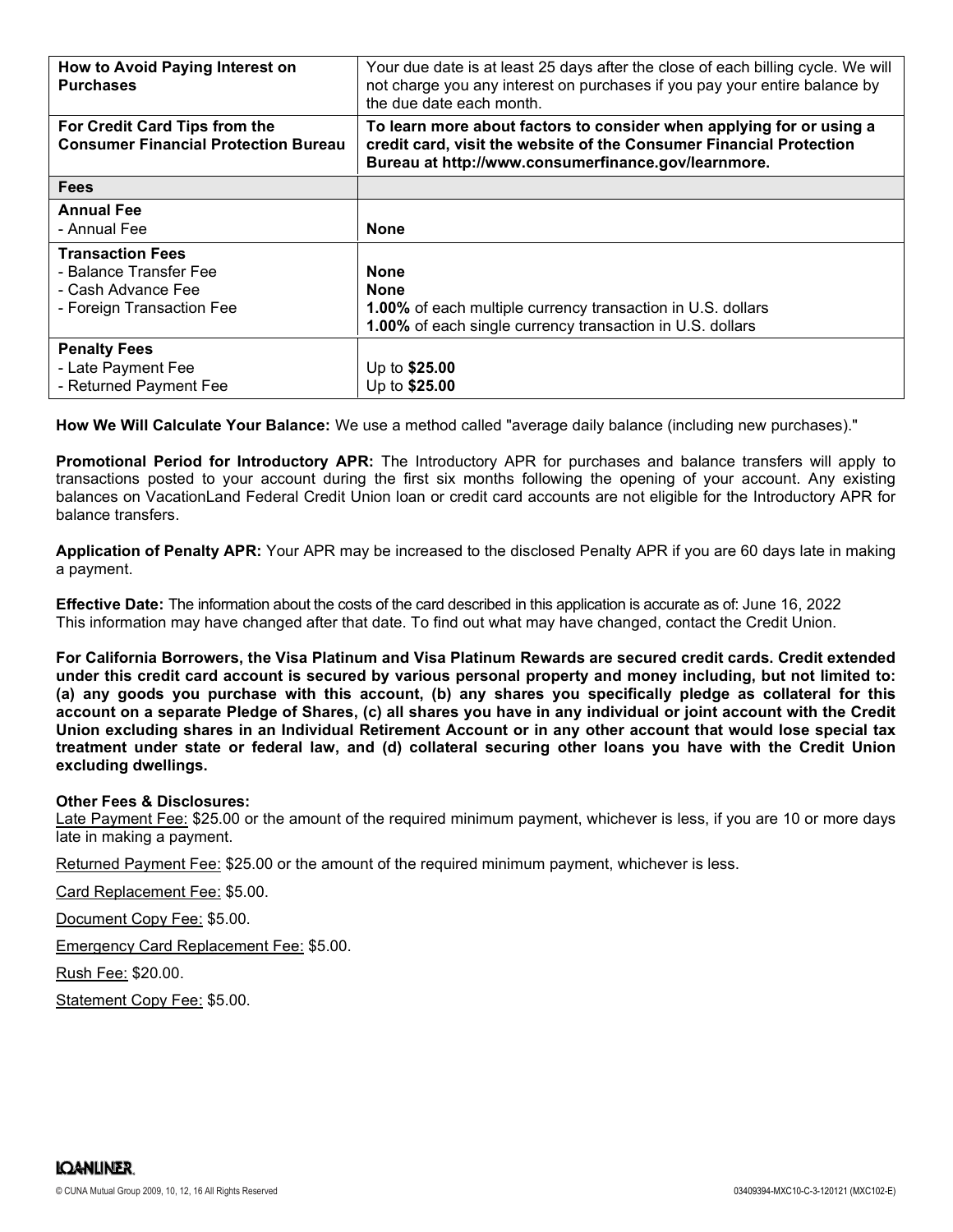| | |
|---|---|
| **How to Avoid Paying Interest on Purchases** | Your due date is at least 25 days after the close of each billing cycle. We will not charge you any interest on purchases if you pay your entire balance by the due date each month. |
| **For Credit Card Tips from the Consumer Financial Protection Bureau** | **To learn more about factors to consider when applying for or using a credit card, visit the website of the Consumer Financial Protection Bureau at http://www.consumerfinance.gov/learnmore.** |
| **Fees** | |
| **Annual Fee**<br>- Annual Fee | <br>**None** |
| **Transaction Fees**<br>- Balance Transfer Fee<br>- Cash Advance Fee<br>- Foreign Transaction Fee | <br>**None**<br>**None**<br>**1.00%** of each multiple currency transaction in U.S. dollars<br>**1.00%** of each single currency transaction in U.S. dollars |
| **Penalty Fees**<br>- Late Payment Fee<br>- Returned Payment Fee | <br>Up to **$25.00**<br>Up to **$25.00** |

**How We Will Calculate Your Balance:** We use a method called "average daily balance (including new purchases)."

**Promotional Period for Introductory APR:** The Introductory APR for purchases and balance transfers will apply to transactions posted to your account during the first six months following the opening of your account. Any existing balances on VacationLand Federal Credit Union loan or credit card accounts are not eligible for the Introductory APR for balance transfers.

**Application of Penalty APR:** Your APR may be increased to the disclosed Penalty APR if you are 60 days late in making a payment.

**Effective Date:** The information about the costs of the card described in this application is accurate as of: June 16, 2022
This information may have changed after that date. To find out what may have changed, contact the Credit Union.

**For California Borrowers, the Visa Platinum and Visa Platinum Rewards are secured credit cards. Credit extended under this credit card account is secured by various personal property and money including, but not limited to: (a) any goods you purchase with this account, (b) any shares you specifically pledge as collateral for this account on a separate Pledge of Shares, (c) all shares you have in any individual or joint account with the Credit Union excluding shares in an Individual Retirement Account or in any other account that would lose special tax treatment under state or federal law, and (d) collateral securing other loans you have with the Credit Union excluding dwellings.**

**Other Fees & Disclosures:**

Late Payment Fee: $25.00 or the amount of the required minimum payment, whichever is less, if you are 10 or more days late in making a payment.

Returned Payment Fee: $25.00 or the amount of the required minimum payment, whichever is less.

Card Replacement Fee: $5.00.

Document Copy Fee: $5.00.

Emergency Card Replacement Fee: $5.00.

Rush Fee: $20.00.

Statement Copy Fee: $5.00.

LOANLINER

© CUNA Mutual Group 2009, 10, 12, 16 All Rights Reserved

03409394-MXC10-C-3-120121 (MXC102-E)